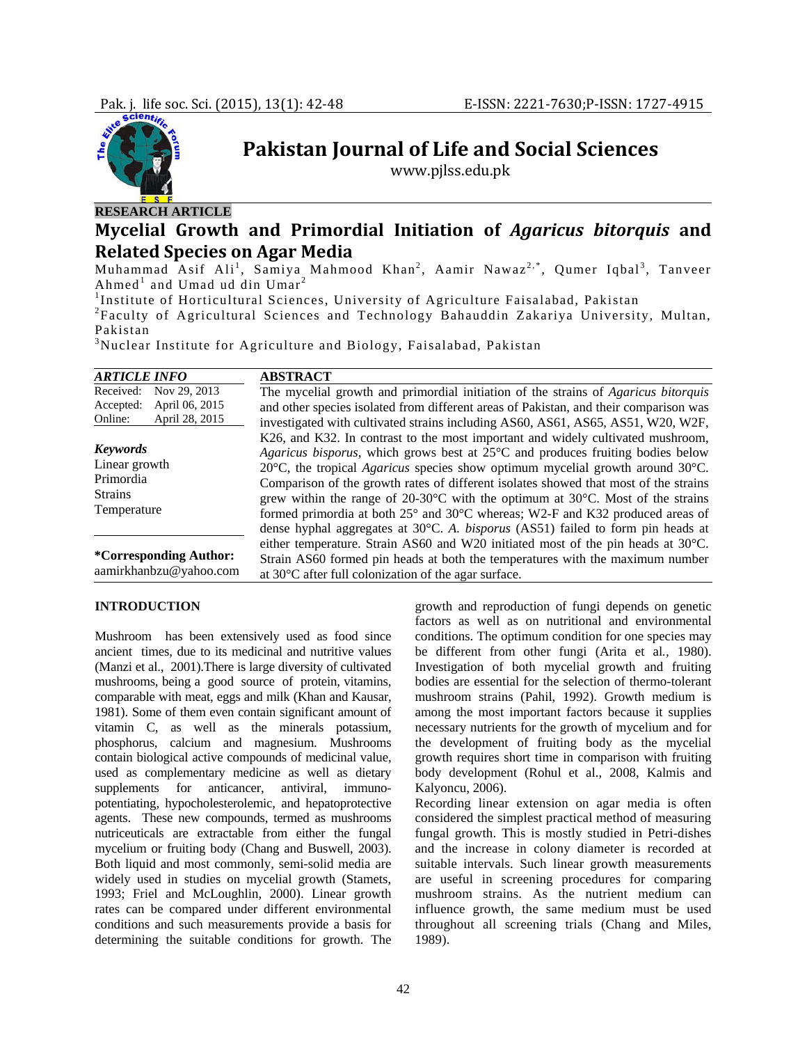RESEARCH ARTICLE

# Mycelial Growth and Primordial Initiation of *Agaricus bitorquis* and Related Species on Agar Media

Muhammad Asif Ali[1], Samiya Mahmood Khan[2], Aamir Nawaz[2,*], Qumer Iqbal[3], Tanveer Ahmed[1] and Umad ud din Umar[2]

[1]Institute of Horticultural Sciences, University of Agriculture Faisalabad, Pakistan

[2]Faculty of Agricultural Sciences and Technology Bahauddin Zakariya University, Multan, Pakistan

[3]Nuclear Institute for Agriculture and Biology, Faisalabad, Pakistan

| *ARTICLE INFO* | |
|---|---|
| Received: | Nov 29, 2013 |
| Accepted: | April 06, 2015 |
| Online: | April 28, 2015 |

***Keywords***

Linear growth
Primordia
Strains
Temperature

**\*Corresponding Author:**
aamirkhanbzu@yahoo.com

## ABSTRACT

The mycelial growth and primordial initiation of the strains of *Agaricus bitorquis* and other species isolated from different areas of Pakistan, and their comparison was investigated with cultivated strains including AS60, AS61, AS65, AS51, W20, W2F, K26, and K32. In contrast to the most important and widely cultivated mushroom, *Agaricus bisporus*, which grows best at 25°C and produces fruiting bodies below 20°C, the tropical *Agaricus* species show optimum mycelial growth around 30°C. Comparison of the growth rates of different isolates showed that most of the strains grew within the range of 20-30°C with the optimum at 30°C. Most of the strains formed primordia at both 25° and 30°C whereas; W2-F and K32 produced areas of dense hyphal aggregates at 30°C. *A. bisporus* (AS51) failed to form pin heads at either temperature. Strain AS60 and W20 initiated most of the pin heads at 30°C. Strain AS60 formed pin heads at both the temperatures with the maximum number at 30°C after full colonization of the agar surface.

## INTRODUCTION

Mushroom has been extensively used as food since ancient times, due to its medicinal and nutritive values (Manzi et al., 2001).There is large diversity of cultivated mushrooms, being a good source of protein, vitamins, comparable with meat, eggs and milk (Khan and Kausar, 1981). Some of them even contain significant amount of vitamin C, as well as the minerals potassium, phosphorus, calcium and magnesium. Mushrooms contain biological active compounds of medicinal value, used as complementary medicine as well as dietary supplements for anticancer, antiviral, immuno-potentiating, hypocholesterolemic, and hepatoprotective agents. These new compounds, termed as mushrooms nutriceuticals are extractable from either the fungal mycelium or fruiting body (Chang and Buswell, 2003). Both liquid and most commonly, semi-solid media are widely used in studies on mycelial growth (Stamets, 1993; Friel and McLoughlin, 2000). Linear growth rates can be compared under different environmental conditions and such measurements provide a basis for determining the suitable conditions for growth. The growth and reproduction of fungi depends on genetic factors as well as on nutritional and environmental conditions. The optimum condition for one species may be different from other fungi (Arita et al., 1980). Investigation of both mycelial growth and fruiting bodies are essential for the selection of thermo-tolerant mushroom strains (Pahil, 1992). Growth medium is among the most important factors because it supplies necessary nutrients for the growth of mycelium and for the development of fruiting body as the mycelial growth requires short time in comparison with fruiting body development (Rohul et al., 2008, Kalmis and Kalyoncu, 2006).

Recording linear extension on agar media is often considered the simplest practical method of measuring fungal growth. This is mostly studied in Petri-dishes and the increase in colony diameter is recorded at suitable intervals. Such linear growth measurements are useful in screening procedures for comparing mushroom strains. As the nutrient medium can influence growth, the same medium must be used throughout all screening trials (Chang and Miles, 1989).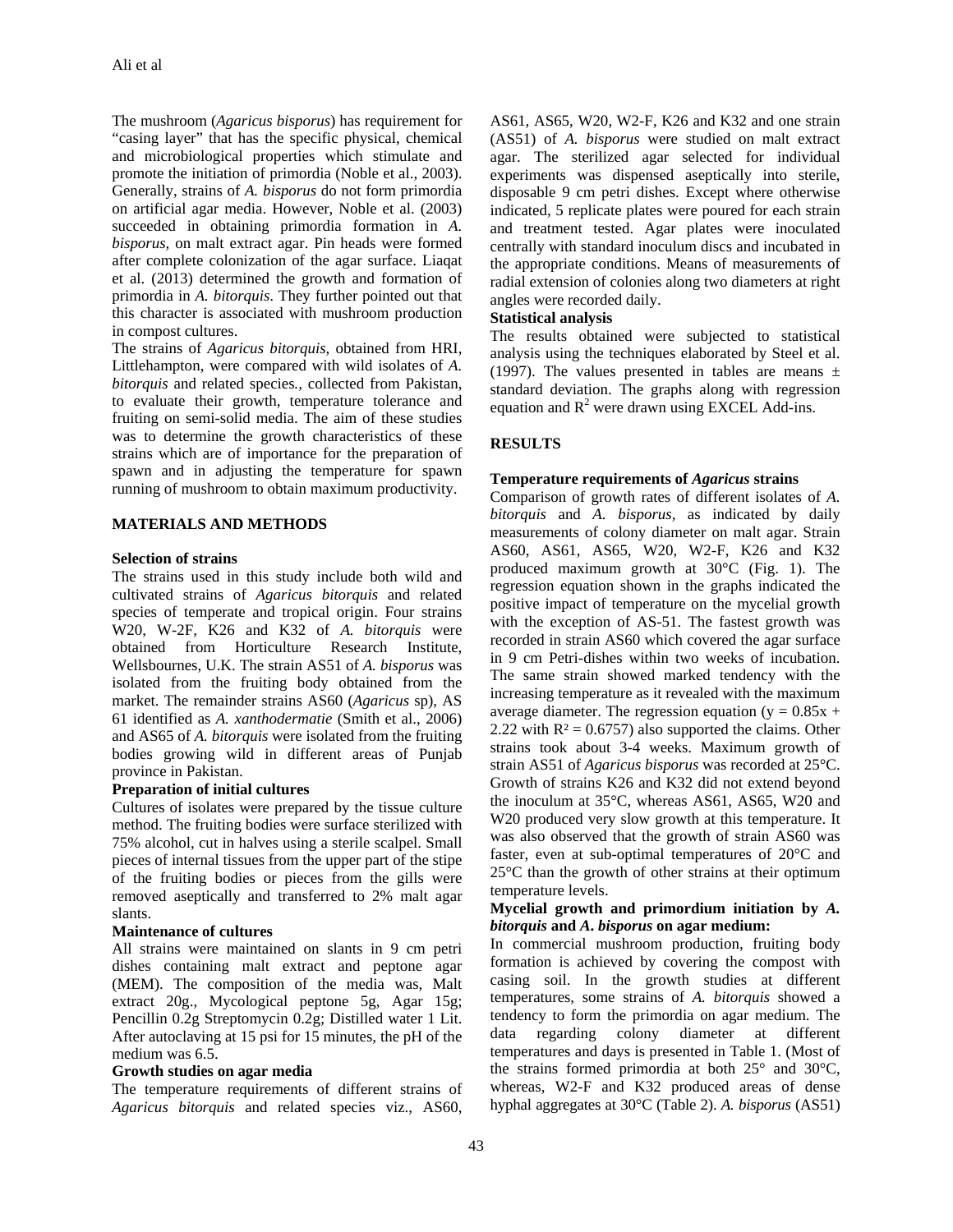The mushroom (*Agaricus bisporus*) has requirement for "casing layer" that has the specific physical, chemical and microbiological properties which stimulate and promote the initiation of primordia (Noble et al., 2003). Generally, strains of *A. bisporus* do not form primordia on artificial agar media. However, Noble et al. (2003) succeeded in obtaining primordia formation in *A. bisporus*, on malt extract agar. Pin heads were formed after complete colonization of the agar surface. Liaqat et al. (2013) determined the growth and formation of primordia in *A. bitorquis*. They further pointed out that this character is associated with mushroom production in compost cultures.

The strains of *Agaricus bitorquis*, obtained from HRI, Littlehampton, were compared with wild isolates of *A. bitorquis* and related species., collected from Pakistan, to evaluate their growth, temperature tolerance and fruiting on semi-solid media. The aim of these studies was to determine the growth characteristics of these strains which are of importance for the preparation of spawn and in adjusting the temperature for spawn running of mushroom to obtain maximum productivity.

## MATERIALS AND METHODS

### Selection of strains

The strains used in this study include both wild and cultivated strains of *Agaricus bitorquis* and related species of temperate and tropical origin. Four strains W20, W-2F, K26 and K32 of *A. bitorquis* were obtained from Horticulture Research Institute, Wellsbournes, U.K. The strain AS51 of *A. bisporus* was isolated from the fruiting body obtained from the market. The remainder strains AS60 (*Agaricus* sp), AS 61 identified as *A. xanthodermatie* (Smith et al., 2006) and AS65 of *A. bitorquis* were isolated from the fruiting bodies growing wild in different areas of Punjab province in Pakistan.

### Preparation of initial cultures

Cultures of isolates were prepared by the tissue culture method. The fruiting bodies were surface sterilized with 75% alcohol, cut in halves using a sterile scalpel. Small pieces of internal tissues from the upper part of the stipe of the fruiting bodies or pieces from the gills were removed aseptically and transferred to 2% malt agar slants.

### Maintenance of cultures

All strains were maintained on slants in 9 cm petri dishes containing malt extract and peptone agar (MEM). The composition of the media was, Malt extract 20g., Mycological peptone 5g, Agar 15g; Pencillin 0.2g Streptomycin 0.2g; Distilled water 1 Lit. After autoclaving at 15 psi for 15 minutes, the pH of the medium was 6.5.

### Growth studies on agar media

The temperature requirements of different strains of *Agaricus bitorquis* and related species viz., AS60, AS61, AS65, W20, W2-F, K26 and K32 and one strain (AS51) of *A. bisporus* were studied on malt extract agar. The sterilized agar selected for individual experiments was dispensed aseptically into sterile, disposable 9 cm petri dishes. Except where otherwise indicated, 5 replicate plates were poured for each strain and treatment tested. Agar plates were inoculated centrally with standard inoculum discs and incubated in the appropriate conditions. Means of measurements of radial extension of colonies along two diameters at right angles were recorded daily.

### Statistical analysis

The results obtained were subjected to statistical analysis using the techniques elaborated by Steel et al. (1997). The values presented in tables are means ± standard deviation. The graphs along with regression equation and $R^2$ were drawn using EXCEL Add-ins.

## RESULTS

### Temperature requirements of *Agaricus* strains

Comparison of growth rates of different isolates of *A. bitorquis* and *A. bisporus*, as indicated by daily measurements of colony diameter on malt agar. Strain AS60, AS61, AS65, W20, W2-F, K26 and K32 produced maximum growth at 30°C (Fig. 1). The regression equation shown in the graphs indicated the positive impact of temperature on the mycelial growth with the exception of AS-51. The fastest growth was recorded in strain AS60 which covered the agar surface in 9 cm Petri-dishes within two weeks of incubation. The same strain showed marked tendency with the increasing temperature as it revealed with the maximum average diameter. The regression equation ($y = 0.85x + 2.22$ with $R^2 = 0.6757$) also supported the claims. Other strains took about 3-4 weeks. Maximum growth of strain AS51 of *Agaricus bisporus* was recorded at 25°C. Growth of strains K26 and K32 did not extend beyond the inoculum at 35°C, whereas AS61, AS65, W20 and W20 produced very slow growth at this temperature. It was also observed that the growth of strain AS60 was faster, even at sub-optimal temperatures of 20°C and 25°C than the growth of other strains at their optimum temperature levels.

### Mycelial growth and primordium initiation by *A. bitorquis* and *A. bisporus* on agar medium:

In commercial mushroom production, fruiting body formation is achieved by covering the compost with casing soil. In the growth studies at different temperatures, some strains of *A. bitorquis* showed a tendency to form the primordia on agar medium. The data regarding colony diameter at different temperatures and days is presented in Table 1. (Most of the strains formed primordia at both 25° and 30°C, whereas, W2-F and K32 produced areas of dense hyphal aggregates at 30°C (Table 2). *A. bisporus* (AS51)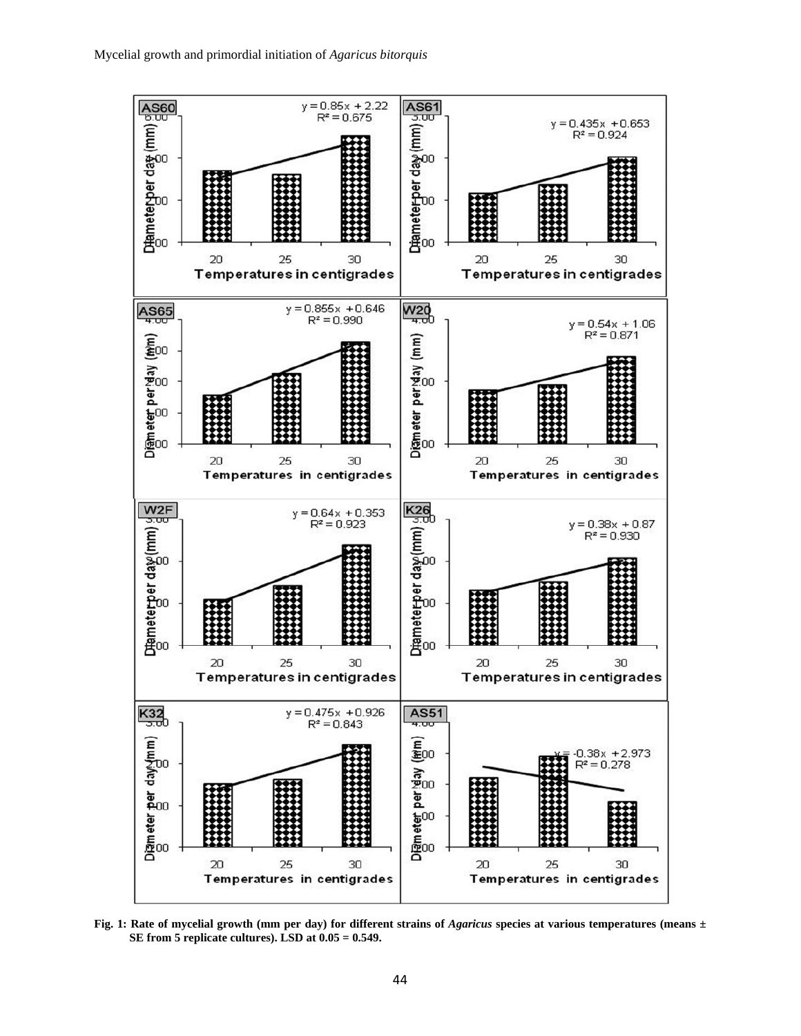Fig. 1: Rate of mycelial growth (mm per day) for different strains of *Agaricus* species at various temperatures (means ± SE from 5 replicate cultures). LSD at 0.05 = 0.549.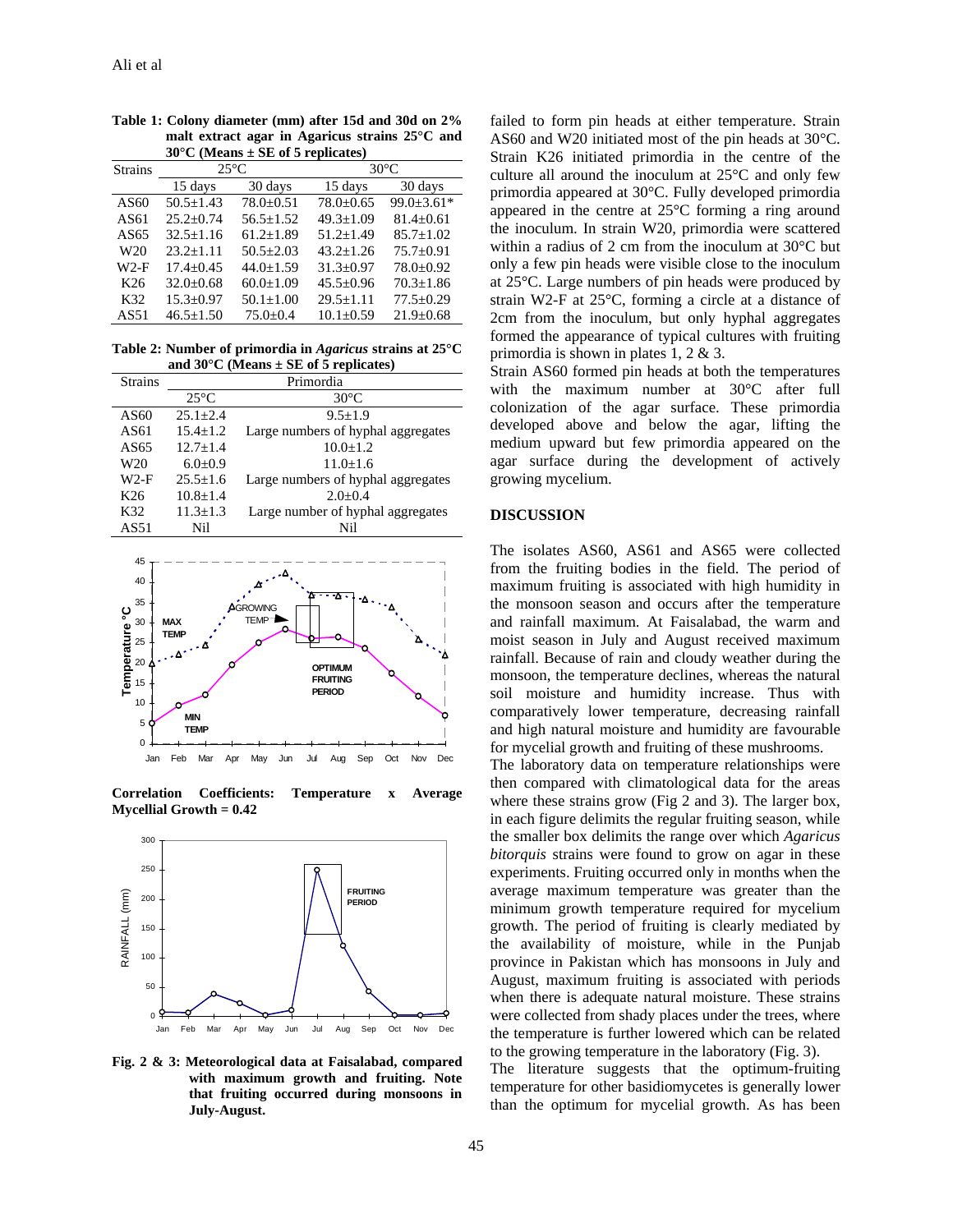**Table 1: Colony diameter (mm) after 15d and 30d on 2% malt extract agar in Agaricus strains 25°C and 30°C (Means ± SE of 5 replicates)**

| Strains | 25°C | | 30°C | |
|---|---|---|---|---|
| | 15 days | 30 days | 15 days | 30 days |
| AS60 | 50.5±1.43 | 78.0±0.51 | 78.0±0.65 | 99.0±3.61* |
| AS61 | 25.2±0.74 | 56.5±1.52 | 49.3±1.09 | 81.4±0.61 |
| AS65 | 32.5±1.16 | 61.2±1.89 | 51.2±1.49 | 85.7±1.02 |
| W20 | 23.2±1.11 | 50.5±2.03 | 43.2±1.26 | 75.7±0.91 |
| W2-F | 17.4±0.45 | 44.0±1.59 | 31.3±0.97 | 78.0±0.92 |
| K26 | 32.0±0.68 | 60.0±1.09 | 45.5±0.96 | 70.3±1.86 |
| K32 | 15.3±0.97 | 50.1±1.00 | 29.5±1.11 | 77.5±0.29 |
| AS51 | 46.5±1.50 | 75.0±0.4 | 10.1±0.59 | 21.9±0.68 |

**Table 2: Number of primordia in *Agaricus* strains at 25°C and 30°C (Means ± SE of 5 replicates)**

| Strains | Primordia | |
|---|---|---|
| | 25°C | 30°C |
| AS60 | 25.1±2.4 | 9.5±1.9 |
| AS61 | 15.4±1.2 | Large numbers of hyphal aggregates |
| AS65 | 12.7±1.4 | 10.0±1.2 |
| W20 | 6.0±0.9 | 11.0±1.6 |
| W2-F | 25.5±1.6 | Large numbers of hyphal aggregates |
| K26 | 10.8±1.4 | 2.0±0.4 |
| K32 | 11.3±1.3 | Large number of hyphal aggregates |
| AS51 | Nil | Nil |

**Correlation Coefficients: Temperature x Average Mycellial Growth = 0.42**

**Fig. 2 & 3: Meteorological data at Faisalabad, compared with maximum growth and fruiting. Note that fruiting occurred during monsoons in July-August.**

failed to form pin heads at either temperature. Strain AS60 and W20 initiated most of the pin heads at 30°C. Strain K26 initiated primordia in the centre of the culture all around the inoculum at 25°C and only few primordia appeared at 30°C. Fully developed primordia appeared in the centre at 25°C forming a ring around the inoculum. In strain W20, primordia were scattered within a radius of 2 cm from the inoculum at 30°C but only a few pin heads were visible close to the inoculum at 25°C. Large numbers of pin heads were produced by strain W2-F at 25°C, forming a circle at a distance of 2cm from the inoculum, but only hyphal aggregates formed the appearance of typical cultures with fruiting primordia is shown in plates 1, 2 & 3.

Strain AS60 formed pin heads at both the temperatures with the maximum number at 30°C after full colonization of the agar surface. These primordia developed above and below the agar, lifting the medium upward but few primordia appeared on the agar surface during the development of actively growing mycelium.

## DISCUSSION

The isolates AS60, AS61 and AS65 were collected from the fruiting bodies in the field. The period of maximum fruiting is associated with high humidity in the monsoon season and occurs after the temperature and rainfall maximum. At Faisalabad, the warm and moist season in July and August received maximum rainfall. Because of rain and cloudy weather during the monsoon, the temperature declines, whereas the natural soil moisture and humidity increase. Thus with comparatively lower temperature, decreasing rainfall and high natural moisture and humidity are favourable for mycelial growth and fruiting of these mushrooms.

The laboratory data on temperature relationships were then compared with climatological data for the areas where these strains grow (Fig 2 and 3). The larger box, in each figure delimits the regular fruiting season, while the smaller box delimits the range over which *Agaricus bitorquis* strains were found to grow on agar in these experiments. Fruiting occurred only in months when the average maximum temperature was greater than the minimum growth temperature required for mycelium growth. The period of fruiting is clearly mediated by the availability of moisture, while in the Punjab province in Pakistan which has monsoons in July and August, maximum fruiting is associated with periods when there is adequate natural moisture. These strains were collected from shady places under the trees, where the temperature is further lowered which can be related to the growing temperature in the laboratory (Fig. 3).

The literature suggests that the optimum-fruiting temperature for other basidiomycetes is generally lower than the optimum for mycelial growth. As has been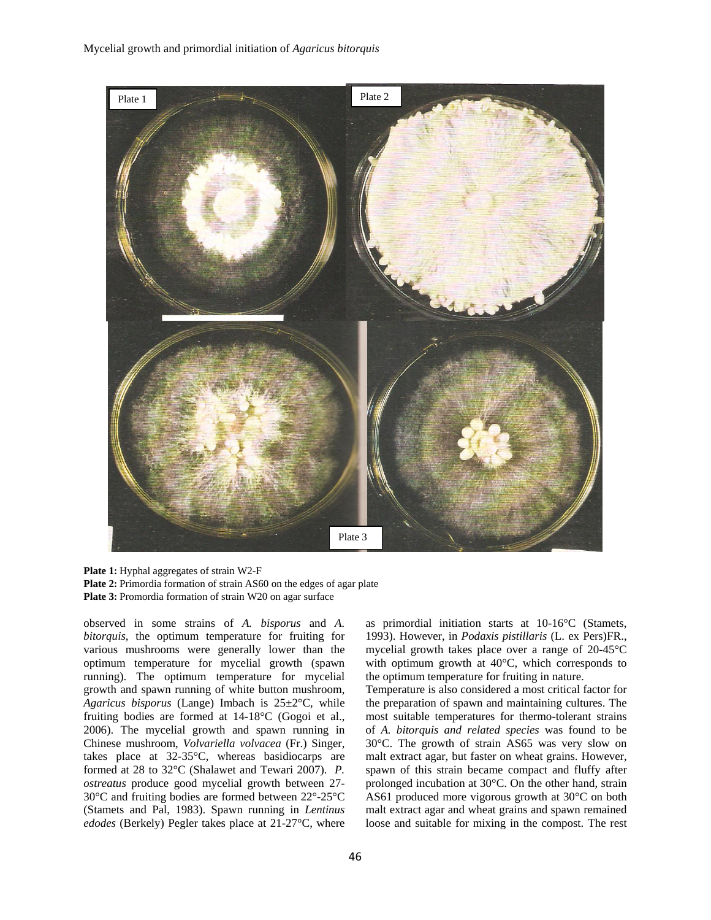**Plate 1:** Hyphal aggregates of strain W2-F
**Plate 2:** Primordia formation of strain AS60 on the edges of agar plate
**Plate 3:** Promordia formation of strain W20 on agar surface

observed in some strains of *A. bisporus* and *A. bitorquis*, the optimum temperature for fruiting for various mushrooms were generally lower than the optimum temperature for mycelial growth (spawn running). The optimum temperature for mycelial growth and spawn running of white button mushroom, *Agaricus bisporus* (Lange) Imbach is 25±2°C, while fruiting bodies are formed at 14-18°C (Gogoi et al., 2006). The mycelial growth and spawn running in Chinese mushroom, *Volvariella volvacea* (Fr.) Singer, takes place at 32-35°C, whereas basidiocarps are formed at 28 to 32°C (Shalawet and Tewari 2007). *P. ostreatus* produce good mycelial growth between 27-30°C and fruiting bodies are formed between 22°-25°C (Stamets and Pal, 1983). Spawn running in *Lentinus edodes* (Berkely) Pegler takes place at 21-27°C, where as primordial initiation starts at 10-16°C (Stamets, 1993). However, in *Podaxis pistillaris* (L. ex Pers)FR., mycelial growth takes place over a range of 20-45°C with optimum growth at 40°C, which corresponds to the optimum temperature for fruiting in nature.

Temperature is also considered a most critical factor for the preparation of spawn and maintaining cultures. The most suitable temperatures for thermo-tolerant strains of *A. bitorquis and related species* was found to be 30°C. The growth of strain AS65 was very slow on malt extract agar, but faster on wheat grains. However, spawn of this strain became compact and fluffy after prolonged incubation at 30°C. On the other hand, strain AS61 produced more vigorous growth at 30°C on both malt extract agar and wheat grains and spawn remained loose and suitable for mixing in the compost. The rest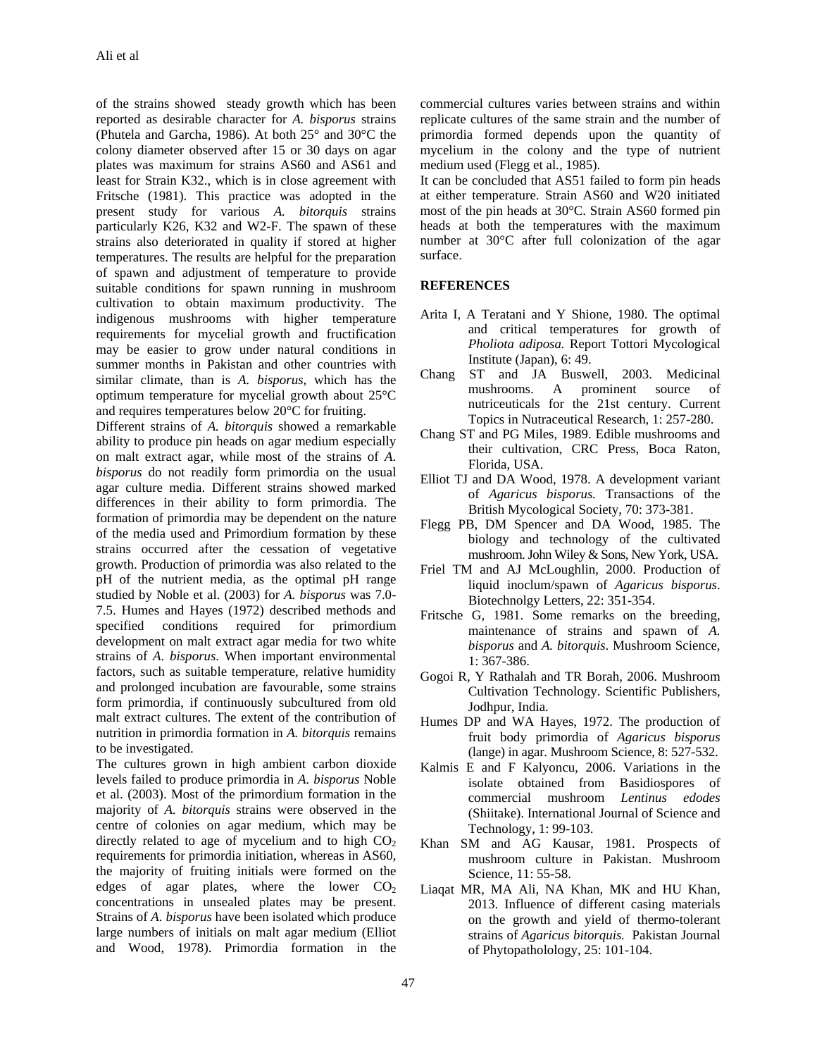of the strains showed steady growth which has been reported as desirable character for *A. bisporus* strains (Phutela and Garcha, 1986). At both 25° and 30°C the colony diameter observed after 15 or 30 days on agar plates was maximum for strains AS60 and AS61 and least for Strain K32., which is in close agreement with Fritsche (1981). This practice was adopted in the present study for various *A. bitorquis* strains particularly K26, K32 and W2-F. The spawn of these strains also deteriorated in quality if stored at higher temperatures. The results are helpful for the preparation of spawn and adjustment of temperature to provide suitable conditions for spawn running in mushroom cultivation to obtain maximum productivity. The indigenous mushrooms with higher temperature requirements for mycelial growth and fructification may be easier to grow under natural conditions in summer months in Pakistan and other countries with similar climate, than is *A. bisporus*, which has the optimum temperature for mycelial growth about 25°C and requires temperatures below 20°C for fruiting.

Different strains of *A. bitorquis* showed a remarkable ability to produce pin heads on agar medium especially on malt extract agar, while most of the strains of *A. bisporus* do not readily form primordia on the usual agar culture media. Different strains showed marked differences in their ability to form primordia. The formation of primordia may be dependent on the nature of the media used and Primordium formation by these strains occurred after the cessation of vegetative growth. Production of primordia was also related to the pH of the nutrient media, as the optimal pH range studied by Noble et al. (2003) for *A. bisporus* was 7.0-7.5. Humes and Hayes (1972) described methods and specified conditions required for primordium development on malt extract agar media for two white strains of *A. bisporus*. When important environmental factors, such as suitable temperature, relative humidity and prolonged incubation are favourable, some strains form primordia, if continuously subcultured from old malt extract cultures. The extent of the contribution of nutrition in primordia formation in *A. bitorquis* remains to be investigated.

The cultures grown in high ambient carbon dioxide levels failed to produce primordia in *A. bisporus* Noble et al. (2003). Most of the primordium formation in the majority of *A. bitorquis* strains were observed in the centre of colonies on agar medium, which may be directly related to age of mycelium and to high $CO_2$ requirements for primordia initiation, whereas in AS60, the majority of fruiting initials were formed on the edges of agar plates, where the lower $CO_2$ concentrations in unsealed plates may be present. Strains of *A. bisporus* have been isolated which produce large numbers of initials on malt agar medium (Elliot and Wood, 1978). Primordia formation in the commercial cultures varies between strains and within replicate cultures of the same strain and the number of primordia formed depends upon the quantity of mycelium in the colony and the type of nutrient medium used (Flegg et al., 1985).

It can be concluded that AS51 failed to form pin heads at either temperature. Strain AS60 and W20 initiated most of the pin heads at 30°C. Strain AS60 formed pin heads at both the temperatures with the maximum number at 30°C after full colonization of the agar surface.

## REFERENCES

Arita I, A Teratani and Y Shione, 1980. The optimal and critical temperatures for growth of *Pholiota adiposa.* Report Tottori Mycological Institute (Japan), 6: 49.

Chang ST and JA Buswell, 2003. Medicinal mushrooms. A prominent source of nutriceuticals for the 21st century. Current Topics in Nutraceutical Research, 1: 257-280.

Chang ST and PG Miles, 1989. Edible mushrooms and their cultivation, CRC Press, Boca Raton, Florida, USA.

Elliot TJ and DA Wood, 1978. A development variant of *Agaricus bisporus.* Transactions of the British Mycological Society, 70: 373-381.

Flegg PB, DM Spencer and DA Wood, 1985. The biology and technology of the cultivated mushroom. John Wiley & Sons, New York, USA.

Friel TM and AJ McLoughlin, 2000. Production of liquid inoclum/spawn of *Agaricus bisporus*. Biotechnolgy Letters, 22: 351-354.

Fritsche G, 1981. Some remarks on the breeding, maintenance of strains and spawn of *A. bisporus* and *A. bitorquis*. Mushroom Science, 1: 367-386.

Gogoi R, Y Rathalah and TR Borah, 2006. Mushroom Cultivation Technology. Scientific Publishers, Jodhpur, India.

Humes DP and WA Hayes, 1972. The production of fruit body primordia of *Agaricus bisporus* (lange) in agar. Mushroom Science, 8: 527-532.

Kalmis E and F Kalyoncu, 2006. Variations in the isolate obtained from Basidiospores of commercial mushroom *Lentinus edodes* (Shiitake). International Journal of Science and Technology, 1: 99-103.

Khan SM and AG Kausar, 1981. Prospects of mushroom culture in Pakistan. Mushroom Science, 11: 55-58.

Liaqat MR, MA Ali, NA Khan, MK and HU Khan, 2013. Influence of different casing materials on the growth and yield of thermo-tolerant strains of *Agaricus bitorquis.* Pakistan Journal of Phytopatholology, 25: 101-104.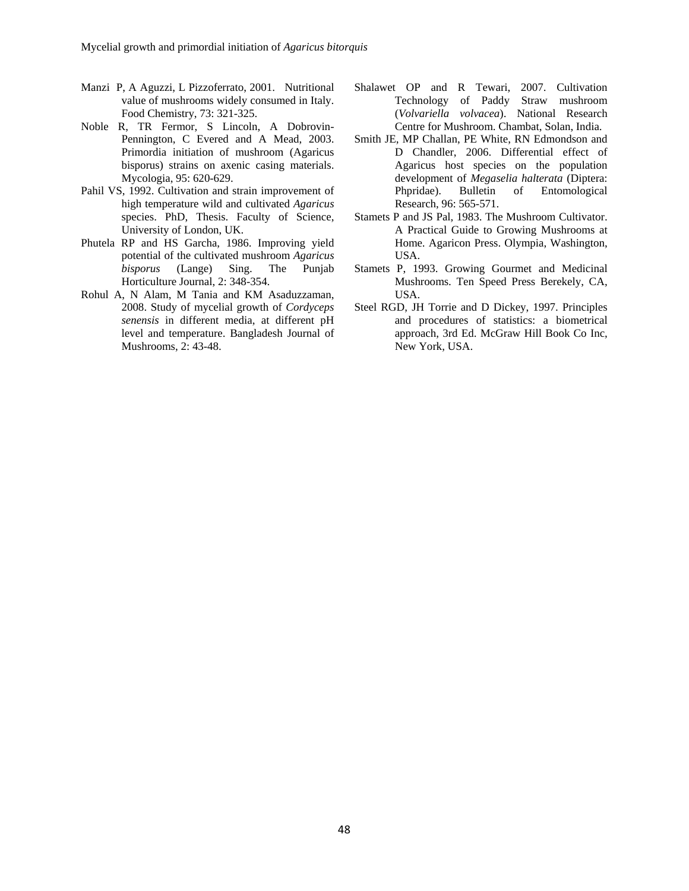Manzi P, A Aguzzi, L Pizzoferrato, 2001. Nutritional value of mushrooms widely consumed in Italy. Food Chemistry, 73: 321-325.

Noble R, TR Fermor, S Lincoln, A Dobrovin-Pennington, C Evered and A Mead, 2003. Primordia initiation of mushroom (Agaricus bisporus) strains on axenic casing materials. Mycologia, 95: 620-629.

Pahil VS, 1992. Cultivation and strain improvement of high temperature wild and cultivated *Agaricus* species. PhD, Thesis. Faculty of Science, University of London, UK.

Phutela RP and HS Garcha, 1986. Improving yield potential of the cultivated mushroom *Agaricus bisporus* (Lange) Sing. The Punjab Horticulture Journal, 2: 348-354.

Rohul A, N Alam, M Tania and KM Asaduzzaman, 2008. Study of mycelial growth of *Cordyceps senensis* in different media, at different pH level and temperature. Bangladesh Journal of Mushrooms, 2: 43-48.

Shalawet OP and R Tewari, 2007. Cultivation Technology of Paddy Straw mushroom (*Volvariella volvacea*). National Research Centre for Mushroom. Chambat, Solan, India.

Smith JE, MP Challan, PE White, RN Edmondson and D Chandler, 2006. Differential effect of Agaricus host species on the population development of *Megaselia halterata* (Diptera: Phpridae). Bulletin of Entomological Research, 96: 565-571.

Stamets P and JS Pal, 1983. The Mushroom Cultivator. A Practical Guide to Growing Mushrooms at Home. Agaricon Press. Olympia, Washington, USA.

Stamets P, 1993. Growing Gourmet and Medicinal Mushrooms. Ten Speed Press Berekely, CA, USA.

Steel RGD, JH Torrie and D Dickey, 1997. Principles and procedures of statistics: a biometrical approach, 3rd Ed. McGraw Hill Book Co Inc, New York, USA.